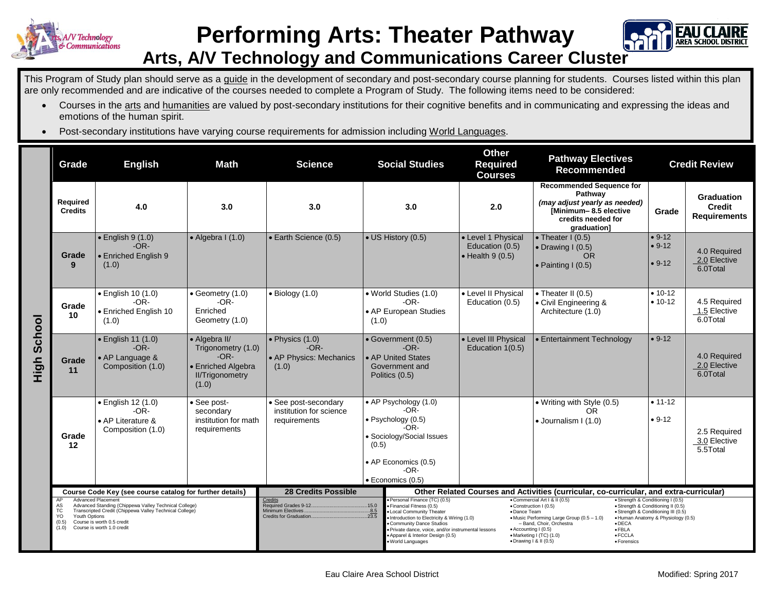# Performing Arts: Theater Pathway

## Arts, A/V Technology and Communications Career Cluster

This Program of Study plan should serve as a guide in the development of secondary and post-secondary course planning for students. Courses listed within this plan are only recommended and are indicative of the courses needed to complete a Program of Study. The following items need to be considered:

- Courses in the arts and humanities are valued by post-secondary institutions for their cognitive benefits and in communicating and expressing the ideas and emotions of the human spirit.
- Post-secondary institutions have varying course requirements for admission including World Languages.

**High School**

| Grade | English | Math | Science | Social Studies | Other Required Courses | Pathway Electives Recommended | Credit Review | |
|---|---|---|---|---|---|---|---|---|
| **Required Credits** | **4.0** | **3.0** | **3.0** | **3.0** | **2.0** | **Recommended Sequence for Pathway** *(may adjust yearly as needed)* **[Minimum– 8.5 elective credits needed for graduation]** | **Grade** | **Graduation Credit Requirements** |
| **Grade 9** | • English 9 (1.0) -OR- • Enriched English 9 (1.0) | • Algebra I (1.0) | • Earth Science (0.5) | • US History (0.5) | • Level 1 Physical Education (0.5) • Health 9 (0.5) | • Theater I (0.5) • Drawing I (0.5) OR • Painting I (0.5) | • 9-12 • 9-12 • 9-12 | 4.0 Required 2.0 Elective 6.0Total |
| **Grade 10** | • English 10 (1.0) -OR- • Enriched English 10 (1.0) | • Geometry (1.0) -OR- Enriched Geometry (1.0) | • Biology (1.0) | • World Studies (1.0) -OR- • AP European Studies (1.0) | • Level II Physical Education (0.5) | • Theater II (0.5) • Civil Engineering & Architecture (1.0) | • 10-12 • 10-12 | 4.5 Required 1.5 Elective 6.0Total |
| **Grade 11** | • English 11 (1.0) -OR- • AP Language & Composition (1.0) | • Algebra II/ Trigonometry (1.0) -OR- • Enriched Algebra II/Trigonometry (1.0) | • Physics (1.0) -OR- • AP Physics: Mechanics (1.0) | • Government (0.5) -OR- • AP United States Government and Politics (0.5) | • Level III Physical Education 1(0.5) | • Entertainment Technology | • 9-12 | 4.0 Required 2.0 Elective 6.0Total |
| **Grade 12** | • English 12 (1.0) -OR- • AP Literature & Composition (1.0) | • See post-secondary institution for math requirements | • See post-secondary institution for science requirements | • AP Psychology (1.0) -OR- • Psychology (0.5) -OR- • Sociology/Social Issues (0.5) • AP Economics (0.5) -OR- • Economics (0.5) | | • Writing with Style (0.5) OR • Journalism I (1.0) | • 11-12 • 9-12 | 2.5 Required 3.0 Elective 5.5Total |

**Course Code Key (see course catalog for further details)**

- AP Advanced Placement
- AS Advanced Standing (Chippewa Valley Technical College)
- TC Transcripted Credit (Chippewa Valley Technical College)
- YO Youth Options
- (0.5) Course is worth 0.5 credit
- (1.0) Course is worth 1.0 credit

**28 Credits Possible**

Credits
- Required Grades 9-12 .......... 15.0
- Minimum Electives .......... 8.5
- Credits for Graduation .......... 23.5

**Other Related Courses and Activities (curricular, co-curricular, and extra-curricular)**

- Personal Finance (TC) (0.5)
- Financial Fitness (0.5)
- Local Community Theater
- Introduction to Electricity & Wiring (1.0)
- Community Dance Studios
- Private dance, voice, and/or instrumental lessons
- Apparel & Interior Design (0.5)
- World Languages
- Commercial Art I & II (0.5)
- Construction I (0.5)
- Dance Team
- Music Performing Large Group (0.5 – 1.0) – Band, Choir, Orchestra
- Accounting I (0.5)
- Marketing I (TC) (1.0)
- Drawing I & II (0.5)
- Strength & Conditioning I (0.5)
- Strength & Conditioning II (0.5)
- Strength & Conditioning III (0.5)
- Human Anatomy & Physiology (0.5)
- DECA
- FBLA
- FCCLA
- Forensics

Eau Claire Area School District — Modified: Spring 2017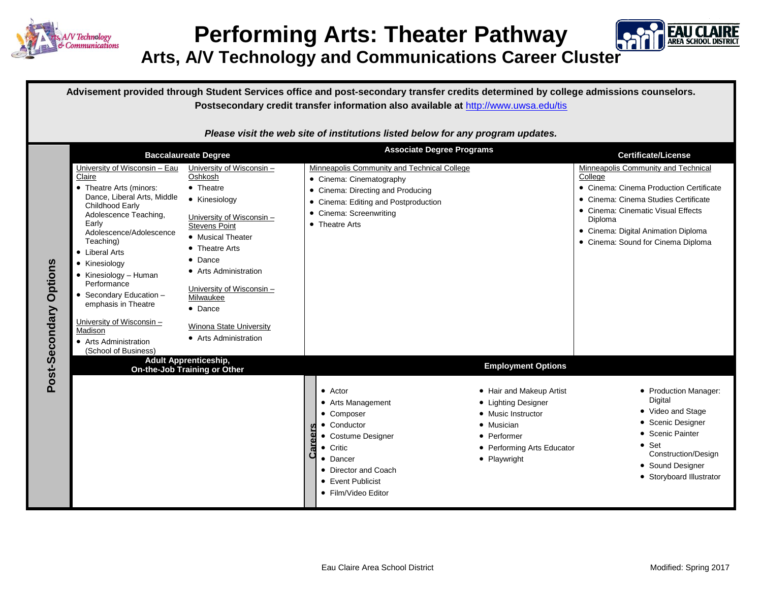# Performing Arts: Theater Pathway

## Arts, A/V Technology and Communications Career Cluster

**Advisement provided through Student Services office and post-secondary transfer credits determined by college admissions counselors.**
**Postsecondary credit transfer information also available at http://www.uwsa.edu/tis**

***Please visit the web site of institutions listed below for any program updates.***

## Post-Secondary Options

### Baccalaureate Degree

University of Wisconsin – Eau Claire
- Theatre Arts (minors: Dance, Liberal Arts, Middle Childhood Early Adolescence Teaching, Early Adolescence/Adolescence Teaching)
- Liberal Arts
- Kinesiology
- Kinesiology – Human Performance
- Secondary Education – emphasis in Theatre

University of Wisconsin – Madison
- Arts Administration (School of Business)

University of Wisconsin – Oshkosh
- Theatre
- Kinesiology

University of Wisconsin – Stevens Point
- Musical Theater
- Theatre Arts
- Dance
- Arts Administration

University of Wisconsin – Milwaukee
- Dance

Winona State University
- Arts Administration

### Associate Degree Programs

Minneapolis Community and Technical College
- Cinema: Cinematography
- Cinema: Directing and Producing
- Cinema: Editing and Postproduction
- Cinema: Screenwriting
- Theatre Arts

### Certificate/License

Minneapolis Community and Technical College
- Cinema: Cinema Production Certificate
- Cinema: Cinema Studies Certificate
- Cinema: Cinematic Visual Effects Diploma
- Cinema: Digital Animation Diploma
- Cinema: Sound for Cinema Diploma

### Adult Apprenticeship, On-the-Job Training or Other

### Employment Options

**Careers**

- Actor
- Arts Management
- Composer
- Conductor
- Costume Designer
- Critic
- Dancer
- Director and Coach
- Event Publicist
- Film/Video Editor
- Hair and Makeup Artist
- Lighting Designer
- Music Instructor
- Musician
- Performer
- Performing Arts Educator
- Playwright
- Production Manager: Digital
- Video and Stage
- Scenic Designer
- Scenic Painter
- Set Construction/Design
- Sound Designer
- Storyboard Illustrator

Eau Claire Area School District

Modified: Spring 2017